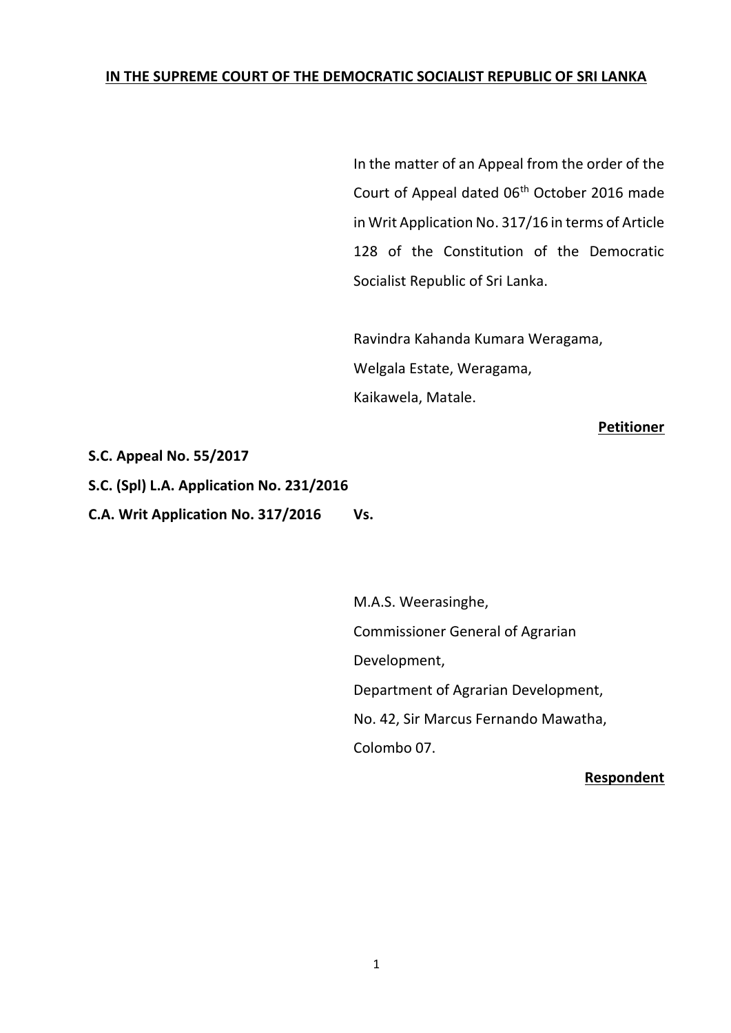**IN THE SUPREME COURT OF THE DEMOCRATIC SOCIALIST REPUBLIC OF SRI LANKA**

In the matter of an Appeal from the order of the Court of Appeal dated 06th October 2016 made in Writ Application No. 317/16 in terms of Article 128 of the Constitution of the Democratic Socialist Republic of Sri Lanka.

Ravindra Kahanda Kumara Weragama,
Welgala Estate, Weragama,
Kaikawela, Matale.

**Petitioner**

**S.C. Appeal No. 55/2017**

**S.C. (Spl) L.A. Application No. 231/2016**

**C.A. Writ Application No. 317/2016** **Vs.**

M.A.S. Weerasinghe,
Commissioner General of Agrarian Development,
Department of Agrarian Development,
No. 42, Sir Marcus Fernando Mawatha,
Colombo 07.

**Respondent**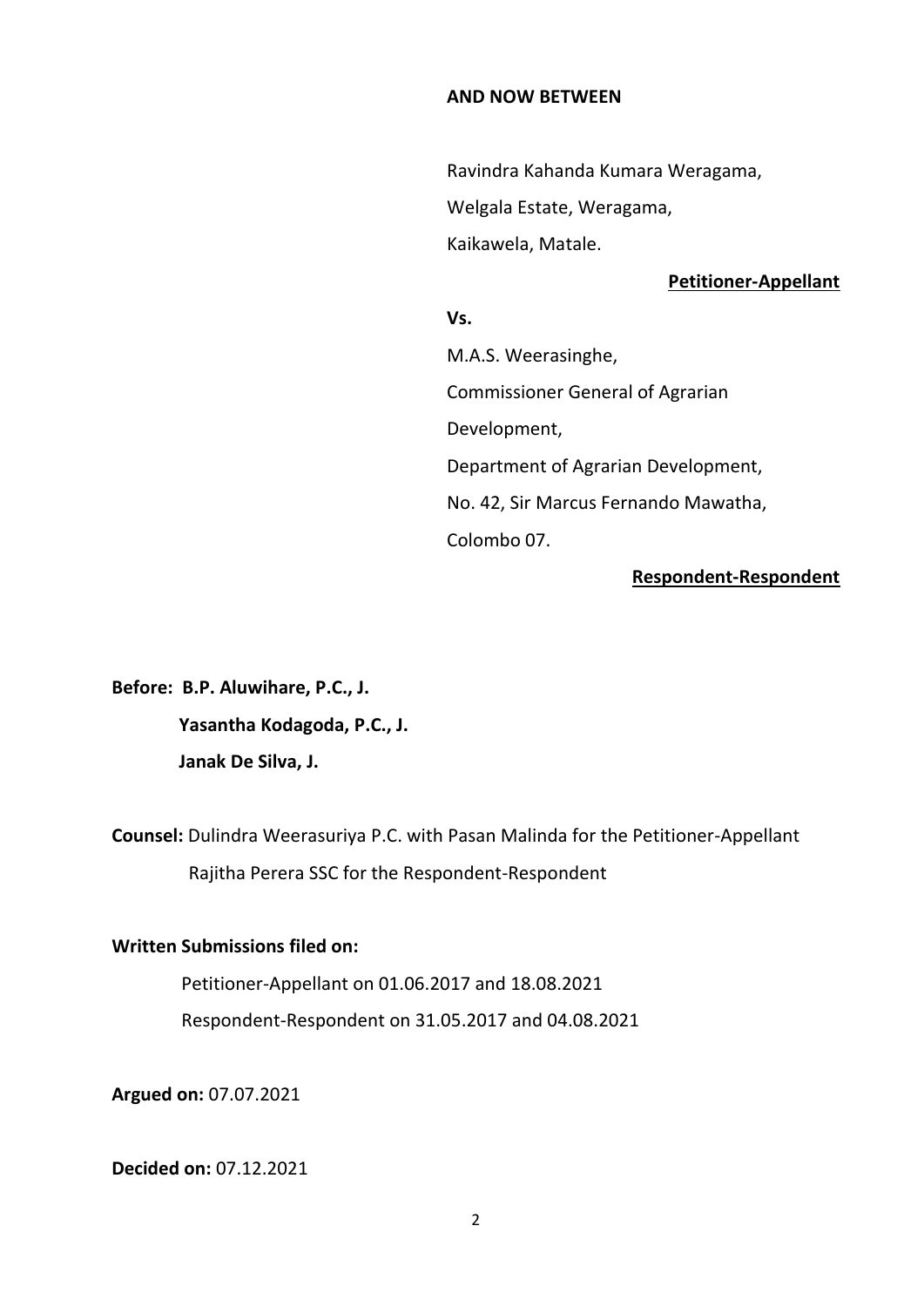**AND NOW BETWEEN**

Ravindra Kahanda Kumara Weragama,
Welgala Estate, Weragama,
Kaikawela, Matale.

**Petitioner-Appellant**

**Vs.**

M.A.S. Weerasinghe,
Commissioner General of Agrarian Development,
Department of Agrarian Development,
No. 42, Sir Marcus Fernando Mawatha,
Colombo 07.

**Respondent-Respondent**

**Before:** **B.P. Aluwihare, P.C., J.**
**Yasantha Kodagoda, P.C., J.**
**Janak De Silva, J.**

**Counsel:** Dulindra Weerasuriya P.C. with Pasan Malinda for the Petitioner-Appellant
Rajitha Perera SSC for the Respondent-Respondent

**Written Submissions filed on:**

Petitioner-Appellant on 01.06.2017 and 18.08.2021
Respondent-Respondent on 31.05.2017 and 04.08.2021

**Argued on:** 07.07.2021

**Decided on:** 07.12.2021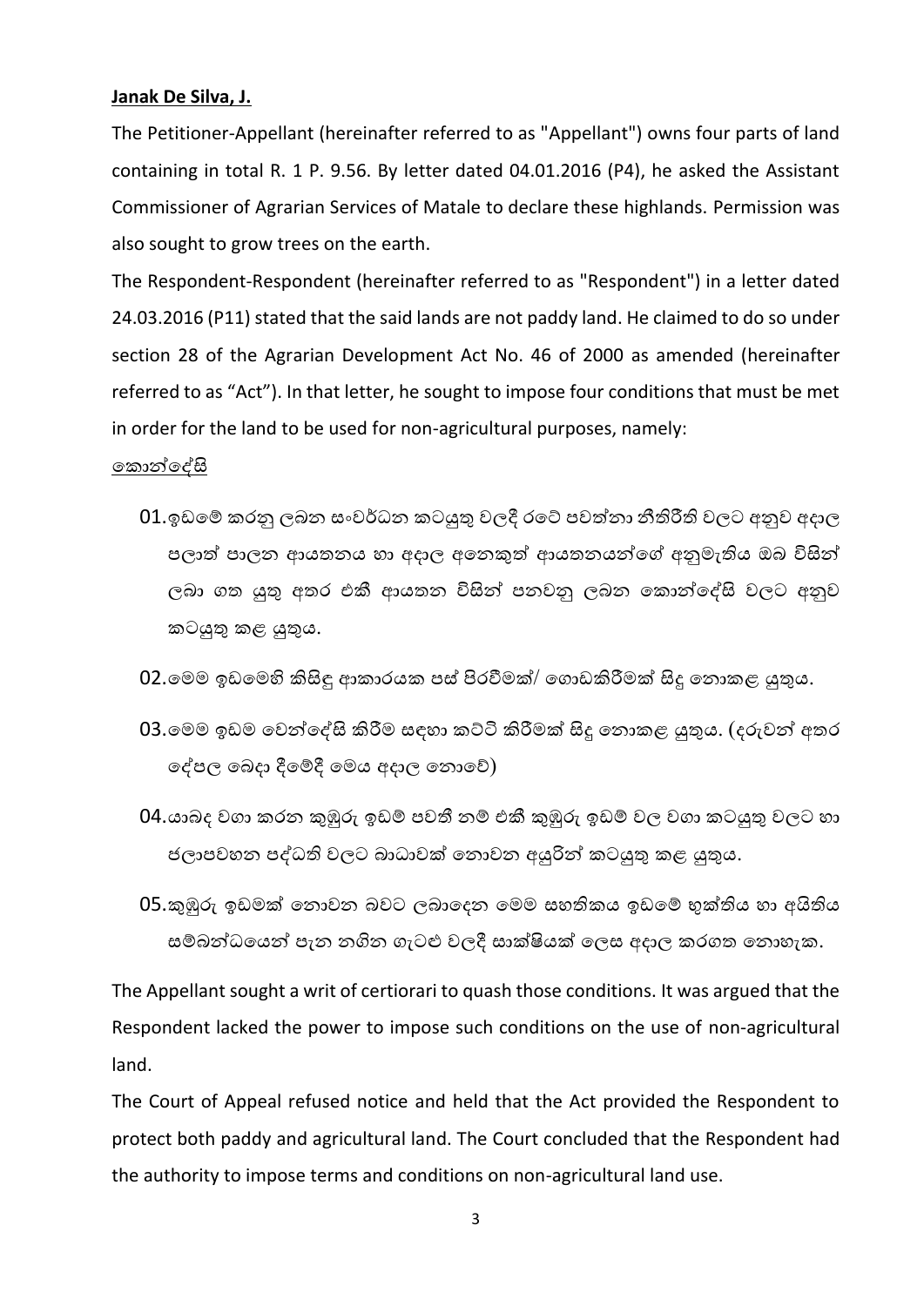**Janak De Silva, J.**

The Petitioner-Appellant (hereinafter referred to as "Appellant") owns four parts of land containing in total R. 1 P. 9.56. By letter dated 04.01.2016 (P4), he asked the Assistant Commissioner of Agrarian Services of Matale to declare these highlands. Permission was also sought to grow trees on the earth.

The Respondent-Respondent (hereinafter referred to as "Respondent") in a letter dated 24.03.2016 (P11) stated that the said lands are not paddy land. He claimed to do so under section 28 of the Agrarian Development Act No. 46 of 2000 as amended (hereinafter referred to as "Act"). In that letter, he sought to impose four conditions that must be met in order for the land to be used for non-agricultural purposes, namely:

<u>කොන්දේසි</u>

01. ඉඩමේ කරනු ලබන සංවර්ධන කටයුතු වලදී රටේ පවත්නා නීතිරීති වලට අනුව අදාල පලාත් පාලන ආයතනය හා අදාල අනෙකුත් ආයතනයන්ගේ අනුමැතිය ඔබ විසින් ලබා ගත යුතු අතර එකී ආයතන විසින් පනවනු ලබන කොන්දේසි වලට අනුව කටයුතු කළ යුතුය.

02. මෙම ඉඩමෙහි කිසිදු ආකාරයක පස් පිරවීමක්/ ගොඩකිරීමක් සිදු නොකළ යුතුය.

03. මෙම ඉඩම වෙන්දේසි කිරීම සඳහා කට්ටි කිරීමක් සිදු නොකළ යුතුය. (දරුවන් අතර දේපල බෙදා දීමේදී මෙය අදාල නොවේ)

04. යාබද වගා කරන කුඹුරු ඉඩම් පවතී නම් එකී කුඹුරු ඉඩම් වල වගා කටයුතු වලට හා ජලාපවහන පද්ධති වලට බාධාවක් නොවන අයුරින් කටයුතු කළ යුතුය.

05. කුඹුරු ඉඩමක් නොවන බවට ලබාදෙන මෙම සහතිකය ඉඩමේ භුක්තිය හා අයිතිය සම්බන්ධයෙන් පැන නගින ගැටළු වලදී සාක්ෂියක් ලෙස අදාල කරගත නොහැක.

The Appellant sought a writ of certiorari to quash those conditions. It was argued that the Respondent lacked the power to impose such conditions on the use of non-agricultural land.

The Court of Appeal refused notice and held that the Act provided the Respondent to protect both paddy and agricultural land. The Court concluded that the Respondent had the authority to impose terms and conditions on non-agricultural land use.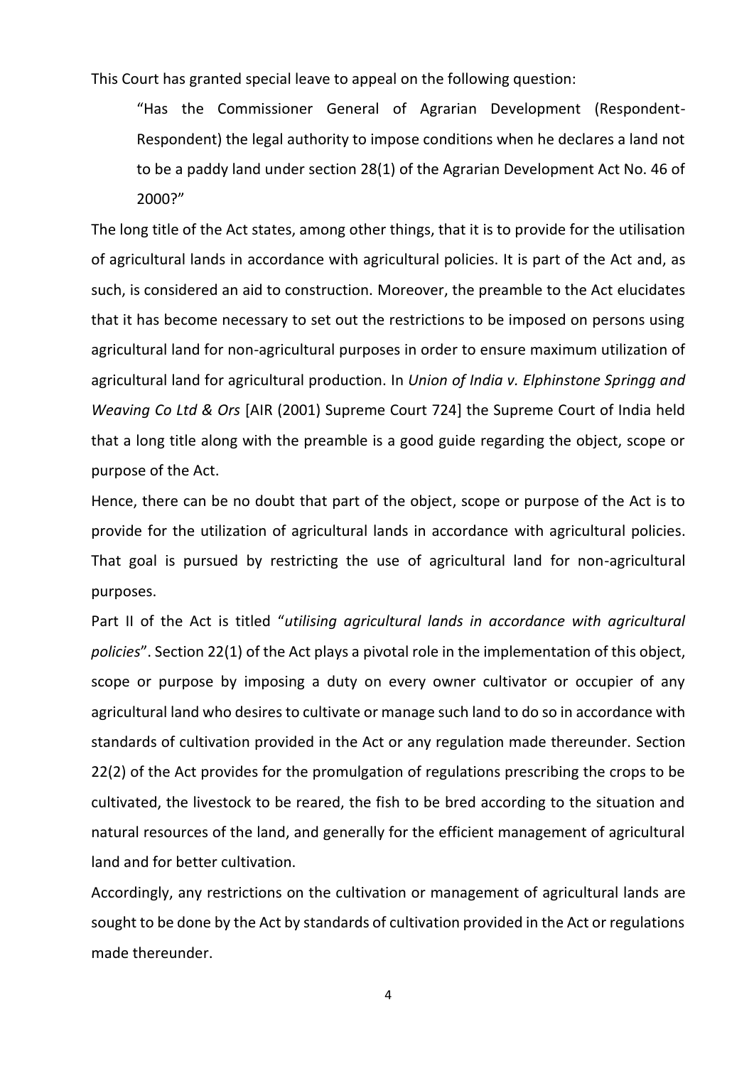This Court has granted special leave to appeal on the following question:

> "Has the Commissioner General of Agrarian Development (Respondent-Respondent) the legal authority to impose conditions when he declares a land not to be a paddy land under section 28(1) of the Agrarian Development Act No. 46 of 2000?"

The long title of the Act states, among other things, that it is to provide for the utilisation of agricultural lands in accordance with agricultural policies. It is part of the Act and, as such, is considered an aid to construction. Moreover, the preamble to the Act elucidates that it has become necessary to set out the restrictions to be imposed on persons using agricultural land for non-agricultural purposes in order to ensure maximum utilization of agricultural land for agricultural production. In *Union of India v. Elphinstone Springg and Weaving Co Ltd & Ors* [AIR (2001) Supreme Court 724] the Supreme Court of India held that a long title along with the preamble is a good guide regarding the object, scope or purpose of the Act.

Hence, there can be no doubt that part of the object, scope or purpose of the Act is to provide for the utilization of agricultural lands in accordance with agricultural policies. That goal is pursued by restricting the use of agricultural land for non-agricultural purposes.

Part II of the Act is titled "*utilising agricultural lands in accordance with agricultural policies*". Section 22(1) of the Act plays a pivotal role in the implementation of this object, scope or purpose by imposing a duty on every owner cultivator or occupier of any agricultural land who desires to cultivate or manage such land to do so in accordance with standards of cultivation provided in the Act or any regulation made thereunder. Section 22(2) of the Act provides for the promulgation of regulations prescribing the crops to be cultivated, the livestock to be reared, the fish to be bred according to the situation and natural resources of the land, and generally for the efficient management of agricultural land and for better cultivation.

Accordingly, any restrictions on the cultivation or management of agricultural lands are sought to be done by the Act by standards of cultivation provided in the Act or regulations made thereunder.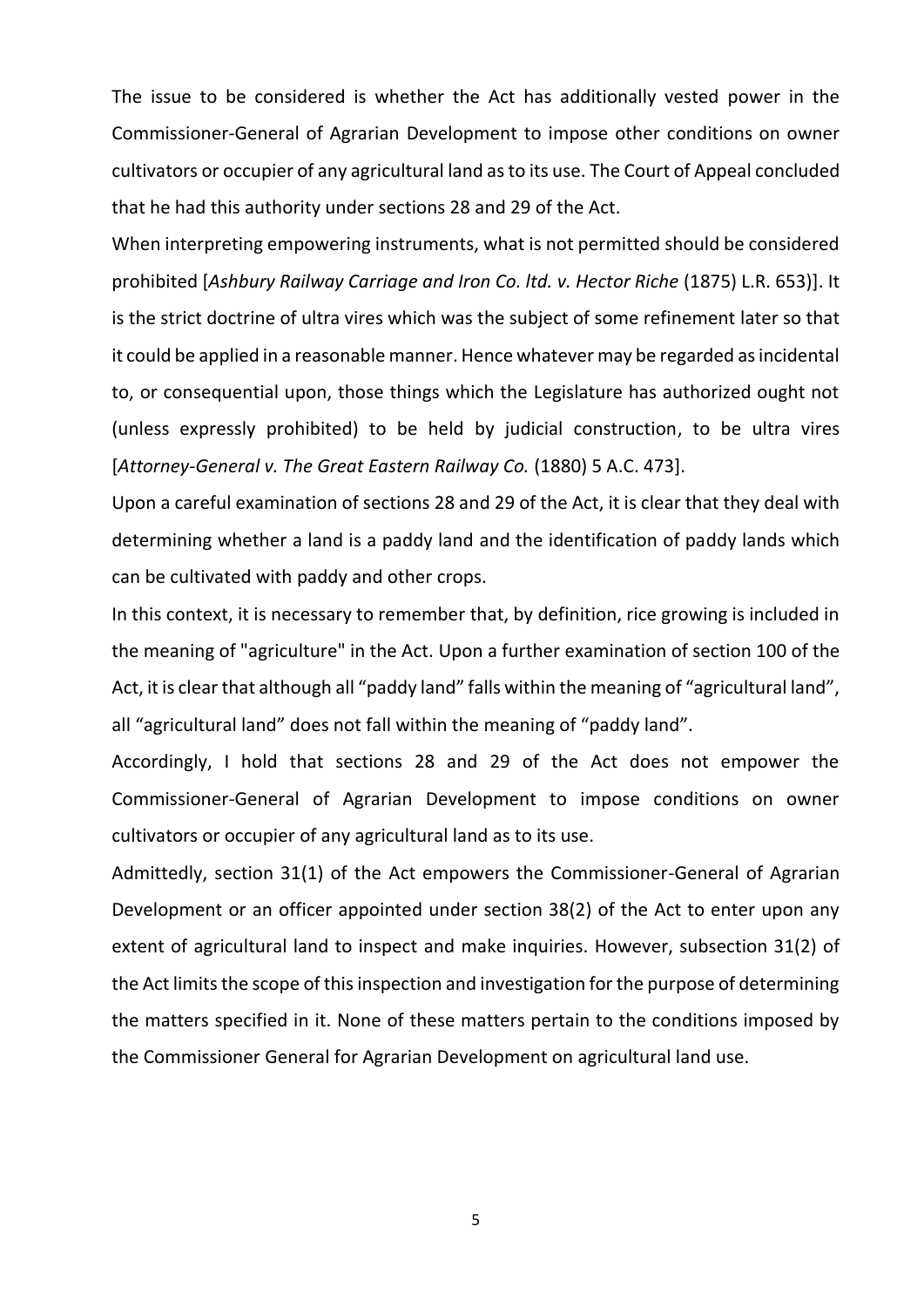The issue to be considered is whether the Act has additionally vested power in the Commissioner-General of Agrarian Development to impose other conditions on owner cultivators or occupier of any agricultural land as to its use. The Court of Appeal concluded that he had this authority under sections 28 and 29 of the Act.

When interpreting empowering instruments, what is not permitted should be considered prohibited [*Ashbury Railway Carriage and Iron Co. ltd. v. Hector Riche* (1875) L.R. 653)]. It is the strict doctrine of ultra vires which was the subject of some refinement later so that it could be applied in a reasonable manner. Hence whatever may be regarded as incidental to, or consequential upon, those things which the Legislature has authorized ought not (unless expressly prohibited) to be held by judicial construction, to be ultra vires [*Attorney-General v. The Great Eastern Railway Co.* (1880) 5 A.C. 473].

Upon a careful examination of sections 28 and 29 of the Act, it is clear that they deal with determining whether a land is a paddy land and the identification of paddy lands which can be cultivated with paddy and other crops.

In this context, it is necessary to remember that, by definition, rice growing is included in the meaning of "agriculture" in the Act. Upon a further examination of section 100 of the Act, it is clear that although all "paddy land" falls within the meaning of "agricultural land", all "agricultural land" does not fall within the meaning of "paddy land".

Accordingly, I hold that sections 28 and 29 of the Act does not empower the Commissioner-General of Agrarian Development to impose conditions on owner cultivators or occupier of any agricultural land as to its use.

Admittedly, section 31(1) of the Act empowers the Commissioner-General of Agrarian Development or an officer appointed under section 38(2) of the Act to enter upon any extent of agricultural land to inspect and make inquiries. However, subsection 31(2) of the Act limits the scope of this inspection and investigation for the purpose of determining the matters specified in it. None of these matters pertain to the conditions imposed by the Commissioner General for Agrarian Development on agricultural land use.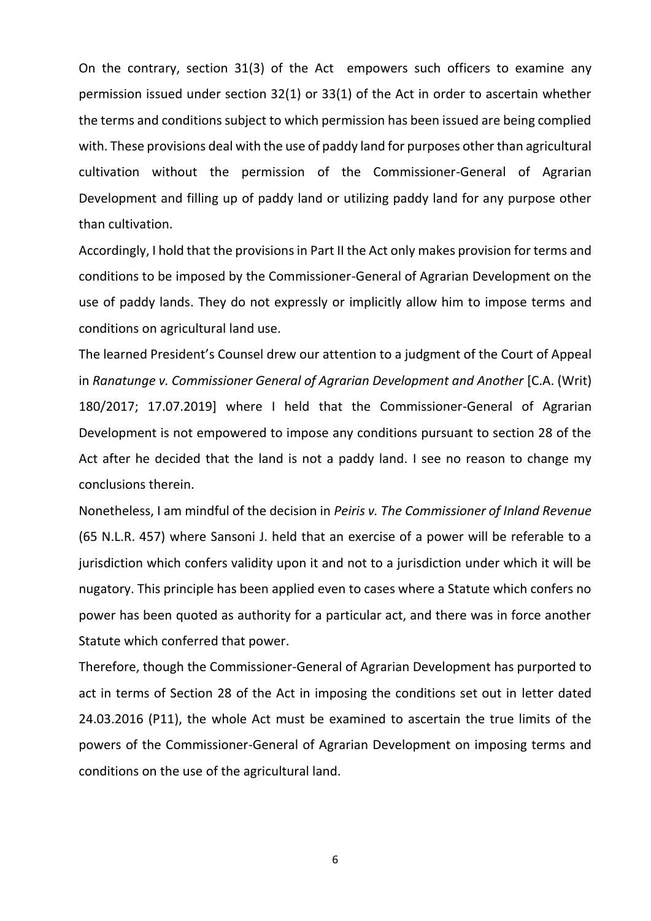On the contrary, section 31(3) of the Act empowers such officers to examine any permission issued under section 32(1) or 33(1) of the Act in order to ascertain whether the terms and conditions subject to which permission has been issued are being complied with. These provisions deal with the use of paddy land for purposes other than agricultural cultivation without the permission of the Commissioner-General of Agrarian Development and filling up of paddy land or utilizing paddy land for any purpose other than cultivation.

Accordingly, I hold that the provisions in Part II the Act only makes provision for terms and conditions to be imposed by the Commissioner-General of Agrarian Development on the use of paddy lands. They do not expressly or implicitly allow him to impose terms and conditions on agricultural land use.

The learned President's Counsel drew our attention to a judgment of the Court of Appeal in *Ranatunge v. Commissioner General of Agrarian Development and Another* [C.A. (Writ) 180/2017; 17.07.2019] where I held that the Commissioner-General of Agrarian Development is not empowered to impose any conditions pursuant to section 28 of the Act after he decided that the land is not a paddy land. I see no reason to change my conclusions therein.

Nonetheless, I am mindful of the decision in *Peiris v. The Commissioner of Inland Revenue* (65 N.L.R. 457) where Sansoni J. held that an exercise of a power will be referable to a jurisdiction which confers validity upon it and not to a jurisdiction under which it will be nugatory. This principle has been applied even to cases where a Statute which confers no power has been quoted as authority for a particular act, and there was in force another Statute which conferred that power.

Therefore, though the Commissioner-General of Agrarian Development has purported to act in terms of Section 28 of the Act in imposing the conditions set out in letter dated 24.03.2016 (P11), the whole Act must be examined to ascertain the true limits of the powers of the Commissioner-General of Agrarian Development on imposing terms and conditions on the use of the agricultural land.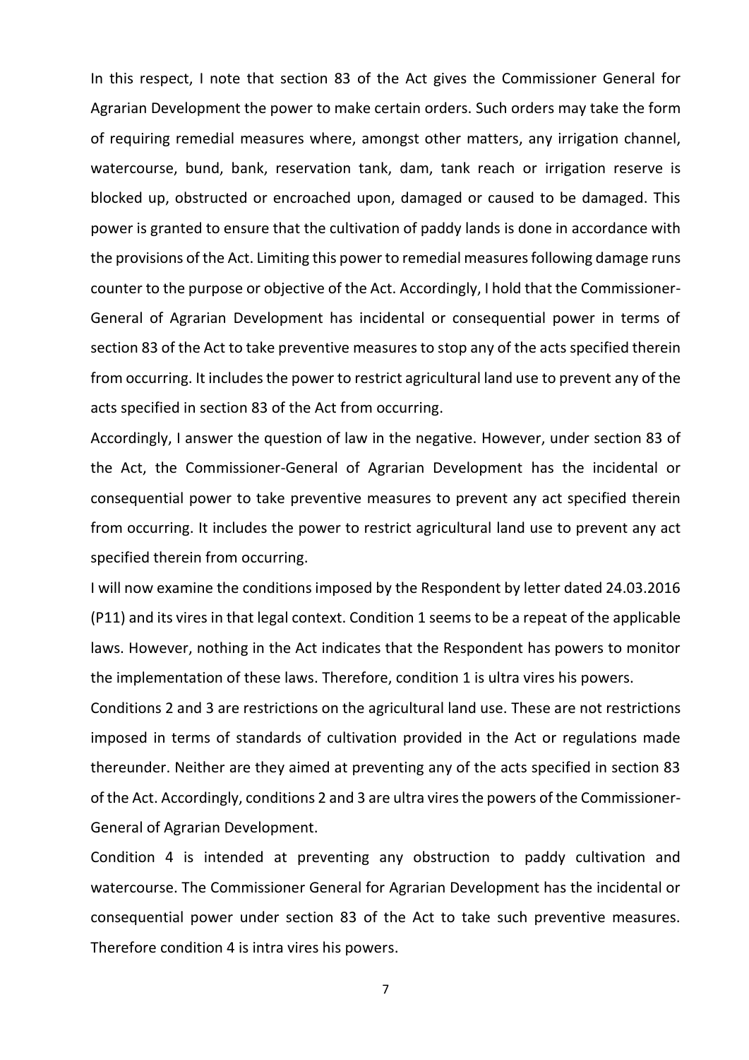In this respect, I note that section 83 of the Act gives the Commissioner General for Agrarian Development the power to make certain orders. Such orders may take the form of requiring remedial measures where, amongst other matters, any irrigation channel, watercourse, bund, bank, reservation tank, dam, tank reach or irrigation reserve is blocked up, obstructed or encroached upon, damaged or caused to be damaged. This power is granted to ensure that the cultivation of paddy lands is done in accordance with the provisions of the Act. Limiting this power to remedial measures following damage runs counter to the purpose or objective of the Act. Accordingly, I hold that the Commissioner-General of Agrarian Development has incidental or consequential power in terms of section 83 of the Act to take preventive measures to stop any of the acts specified therein from occurring. It includes the power to restrict agricultural land use to prevent any of the acts specified in section 83 of the Act from occurring.

Accordingly, I answer the question of law in the negative. However, under section 83 of the Act, the Commissioner-General of Agrarian Development has the incidental or consequential power to take preventive measures to prevent any act specified therein from occurring. It includes the power to restrict agricultural land use to prevent any act specified therein from occurring.

I will now examine the conditions imposed by the Respondent by letter dated 24.03.2016 (P11) and its vires in that legal context. Condition 1 seems to be a repeat of the applicable laws. However, nothing in the Act indicates that the Respondent has powers to monitor the implementation of these laws. Therefore, condition 1 is ultra vires his powers.

Conditions 2 and 3 are restrictions on the agricultural land use. These are not restrictions imposed in terms of standards of cultivation provided in the Act or regulations made thereunder. Neither are they aimed at preventing any of the acts specified in section 83 of the Act. Accordingly, conditions 2 and 3 are ultra vires the powers of the Commissioner-General of Agrarian Development.

Condition 4 is intended at preventing any obstruction to paddy cultivation and watercourse. The Commissioner General for Agrarian Development has the incidental or consequential power under section 83 of the Act to take such preventive measures. Therefore condition 4 is intra vires his powers.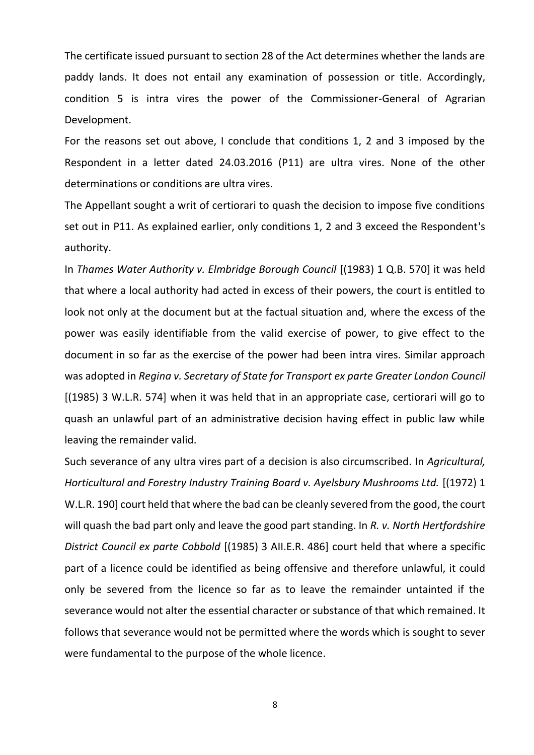The certificate issued pursuant to section 28 of the Act determines whether the lands are paddy lands. It does not entail any examination of possession or title. Accordingly, condition 5 is intra vires the power of the Commissioner-General of Agrarian Development.

For the reasons set out above, I conclude that conditions 1, 2 and 3 imposed by the Respondent in a letter dated 24.03.2016 (P11) are ultra vires. None of the other determinations or conditions are ultra vires.

The Appellant sought a writ of certiorari to quash the decision to impose five conditions set out in P11. As explained earlier, only conditions 1, 2 and 3 exceed the Respondent's authority.

In *Thames Water Authority v. Elmbridge Borough Council* [(1983) 1 Q.B. 570] it was held that where a local authority had acted in excess of their powers, the court is entitled to look not only at the document but at the factual situation and, where the excess of the power was easily identifiable from the valid exercise of power, to give effect to the document in so far as the exercise of the power had been intra vires. Similar approach was adopted in *Regina v. Secretary of State for Transport ex parte Greater London Council* [(1985) 3 W.L.R. 574] when it was held that in an appropriate case, certiorari will go to quash an unlawful part of an administrative decision having effect in public law while leaving the remainder valid.

Such severance of any ultra vires part of a decision is also circumscribed. In *Agricultural, Horticultural and Forestry Industry Training Board v. Ayelsbury Mushrooms Ltd.* [(1972) 1 W.L.R. 190] court held that where the bad can be cleanly severed from the good, the court will quash the bad part only and leave the good part standing. In *R. v. North Hertfordshire District Council ex parte Cobbold* [(1985) 3 AII.E.R. 486] court held that where a specific part of a licence could be identified as being offensive and therefore unlawful, it could only be severed from the licence so far as to leave the remainder untainted if the severance would not alter the essential character or substance of that which remained. It follows that severance would not be permitted where the words which is sought to sever were fundamental to the purpose of the whole licence.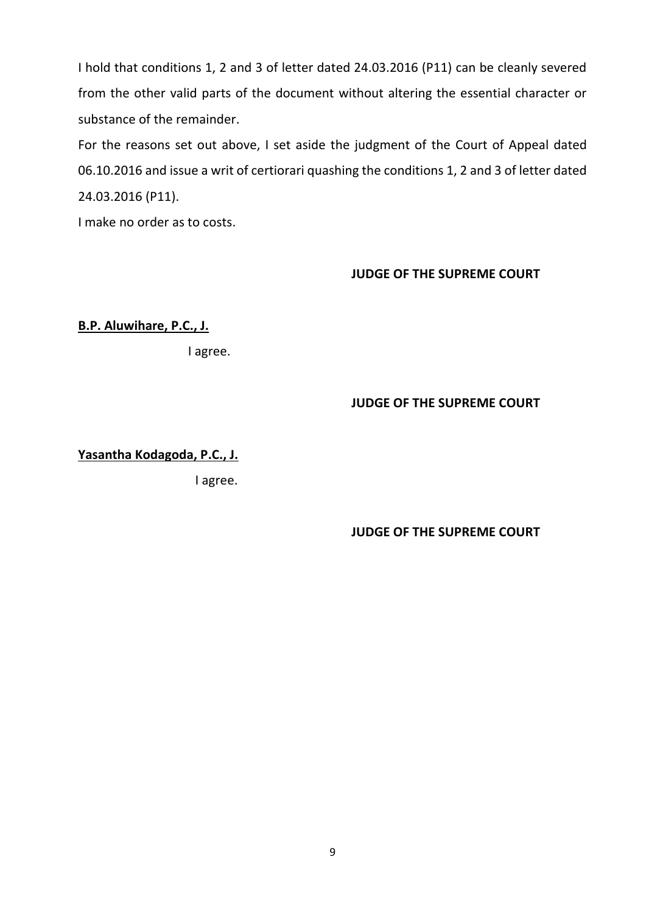I hold that conditions 1, 2 and 3 of letter dated 24.03.2016 (P11) can be cleanly severed from the other valid parts of the document without altering the essential character or substance of the remainder.

For the reasons set out above, I set aside the judgment of the Court of Appeal dated 06.10.2016 and issue a writ of certiorari quashing the conditions 1, 2 and 3 of letter dated 24.03.2016 (P11).

I make no order as to costs.

**JUDGE OF THE SUPREME COURT**

**B.P. Aluwihare, P.C., J.**

I agree.

**JUDGE OF THE SUPREME COURT**

**Yasantha Kodagoda, P.C., J.**

I agree.

**JUDGE OF THE SUPREME COURT**